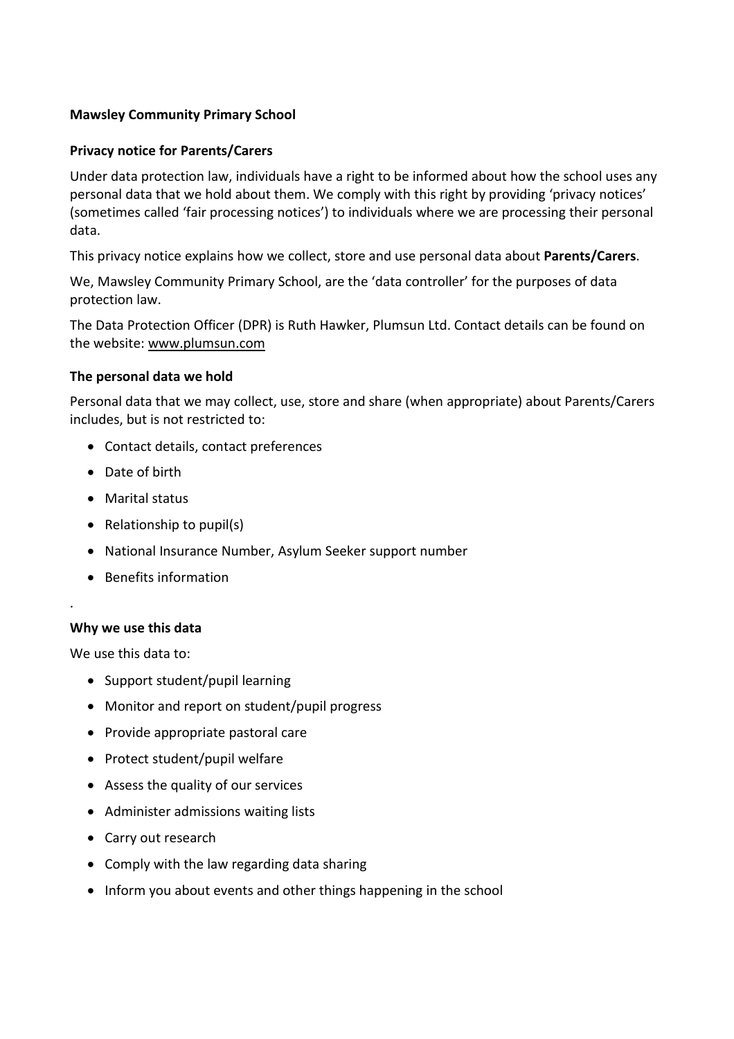**Mawsley Community Primary School**

**Privacy notice for Parents/Carers**

Under data protection law, individuals have a right to be informed about how the school uses any personal data that we hold about them. We comply with this right by providing 'privacy notices' (sometimes called 'fair processing notices') to individuals where we are processing their personal data.

This privacy notice explains how we collect, store and use personal data about **Parents/Carers**.

We, Mawsley Community Primary School, are the 'data controller' for the purposes of data protection law.

The Data Protection Officer (DPR) is Ruth Hawker, Plumsun Ltd. Contact details can be found on the website: www.plumsun.com

**The personal data we hold**

Personal data that we may collect, use, store and share (when appropriate) about Parents/Carers includes, but is not restricted to:

- Contact details, contact preferences
- Date of birth
- Marital status
- Relationship to pupil(s)
- National Insurance Number, Asylum Seeker support number
- Benefits information

.

**Why we use this data**

We use this data to:

- Support student/pupil learning
- Monitor and report on student/pupil progress
- Provide appropriate pastoral care
- Protect student/pupil welfare
- Assess the quality of our services
- Administer admissions waiting lists
- Carry out research
- Comply with the law regarding data sharing
- Inform you about events and other things happening in the school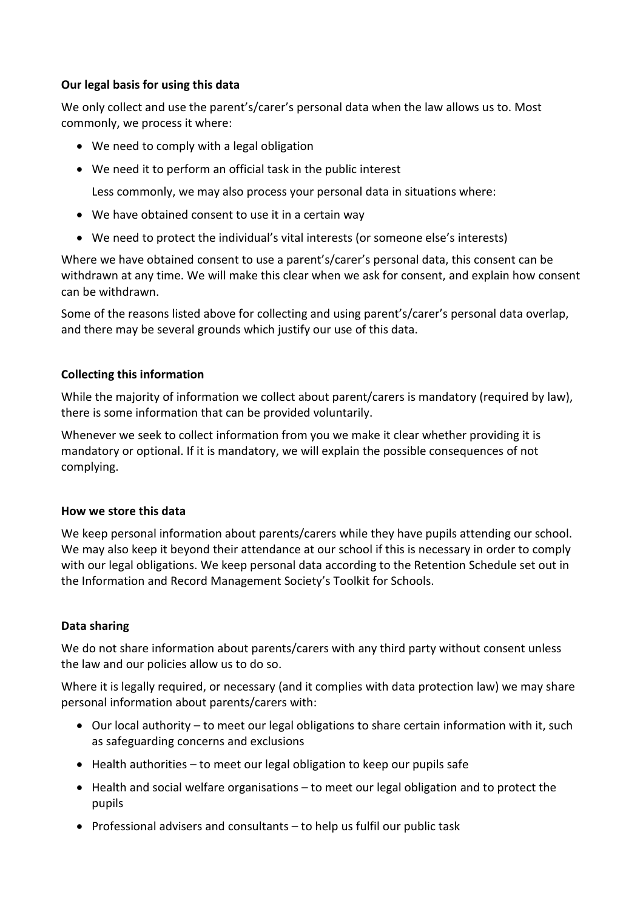**Our legal basis for using this data**

We only collect and use the parent's/carer's personal data when the law allows us to. Most commonly, we process it where:

- We need to comply with a legal obligation
- We need it to perform an official task in the public interest

  Less commonly, we may also process your personal data in situations where:

- We have obtained consent to use it in a certain way
- We need to protect the individual's vital interests (or someone else's interests)

Where we have obtained consent to use a parent's/carer's personal data, this consent can be withdrawn at any time. We will make this clear when we ask for consent, and explain how consent can be withdrawn.

Some of the reasons listed above for collecting and using parent's/carer's personal data overlap, and there may be several grounds which justify our use of this data.

**Collecting this information**

While the majority of information we collect about parent/carers is mandatory (required by law), there is some information that can be provided voluntarily.

Whenever we seek to collect information from you we make it clear whether providing it is mandatory or optional. If it is mandatory, we will explain the possible consequences of not complying.

**How we store this data**

We keep personal information about parents/carers while they have pupils attending our school. We may also keep it beyond their attendance at our school if this is necessary in order to comply with our legal obligations. We keep personal data according to the Retention Schedule set out in the Information and Record Management Society's Toolkit for Schools.

**Data sharing**

We do not share information about parents/carers with any third party without consent unless the law and our policies allow us to do so.

Where it is legally required, or necessary (and it complies with data protection law) we may share personal information about parents/carers with:

- Our local authority – to meet our legal obligations to share certain information with it, such as safeguarding concerns and exclusions
- Health authorities – to meet our legal obligation to keep our pupils safe
- Health and social welfare organisations – to meet our legal obligation and to protect the pupils
- Professional advisers and consultants – to help us fulfil our public task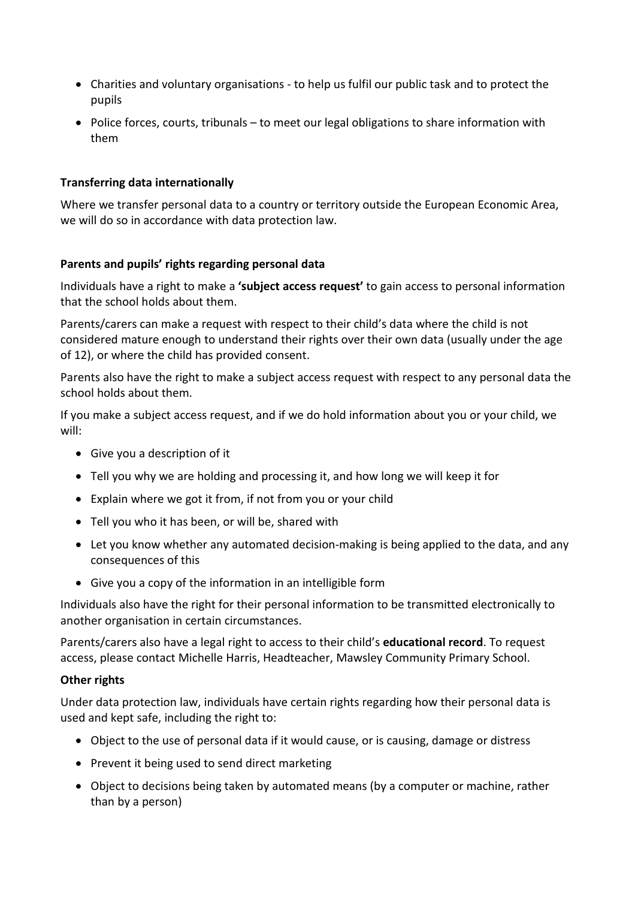- Charities and voluntary organisations - to help us fulfil our public task and to protect the pupils
- Police forces, courts, tribunals – to meet our legal obligations to share information with them

**Transferring data internationally**

Where we transfer personal data to a country or territory outside the European Economic Area, we will do so in accordance with data protection law.

**Parents and pupils' rights regarding personal data**

Individuals have a right to make a **'subject access request'** to gain access to personal information that the school holds about them.

Parents/carers can make a request with respect to their child's data where the child is not considered mature enough to understand their rights over their own data (usually under the age of 12), or where the child has provided consent.

Parents also have the right to make a subject access request with respect to any personal data the school holds about them.

If you make a subject access request, and if we do hold information about you or your child, we will:

- Give you a description of it
- Tell you why we are holding and processing it, and how long we will keep it for
- Explain where we got it from, if not from you or your child
- Tell you who it has been, or will be, shared with
- Let you know whether any automated decision-making is being applied to the data, and any consequences of this
- Give you a copy of the information in an intelligible form

Individuals also have the right for their personal information to be transmitted electronically to another organisation in certain circumstances.

Parents/carers also have a legal right to access to their child's **educational record**. To request access, please contact Michelle Harris, Headteacher, Mawsley Community Primary School.

**Other rights**

Under data protection law, individuals have certain rights regarding how their personal data is used and kept safe, including the right to:

- Object to the use of personal data if it would cause, or is causing, damage or distress
- Prevent it being used to send direct marketing
- Object to decisions being taken by automated means (by a computer or machine, rather than by a person)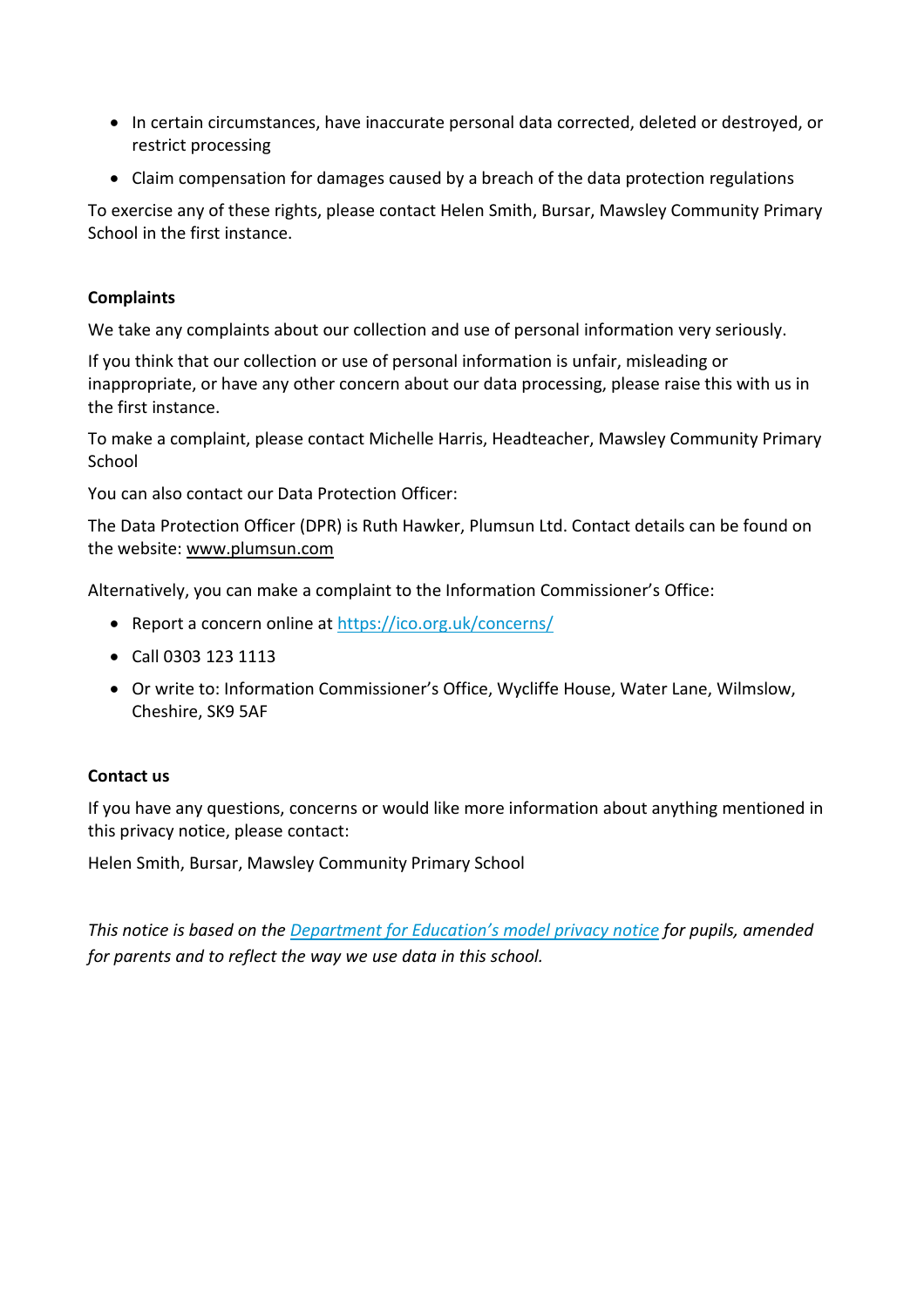- In certain circumstances, have inaccurate personal data corrected, deleted or destroyed, or restrict processing
- Claim compensation for damages caused by a breach of the data protection regulations

To exercise any of these rights, please contact Helen Smith, Bursar, Mawsley Community Primary School in the first instance.

**Complaints**

We take any complaints about our collection and use of personal information very seriously.

If you think that our collection or use of personal information is unfair, misleading or inappropriate, or have any other concern about our data processing, please raise this with us in the first instance.

To make a complaint, please contact Michelle Harris, Headteacher, Mawsley Community Primary School

You can also contact our Data Protection Officer:

The Data Protection Officer (DPR) is Ruth Hawker, Plumsun Ltd. Contact details can be found on the website: www.plumsun.com

Alternatively, you can make a complaint to the Information Commissioner's Office:

- Report a concern online at https://ico.org.uk/concerns/
- Call 0303 123 1113
- Or write to: Information Commissioner's Office, Wycliffe House, Water Lane, Wilmslow, Cheshire, SK9 5AF

**Contact us**

If you have any questions, concerns or would like more information about anything mentioned in this privacy notice, please contact:

Helen Smith, Bursar, Mawsley Community Primary School

*This notice is based on the Department for Education's model privacy notice for pupils, amended for parents and to reflect the way we use data in this school.*